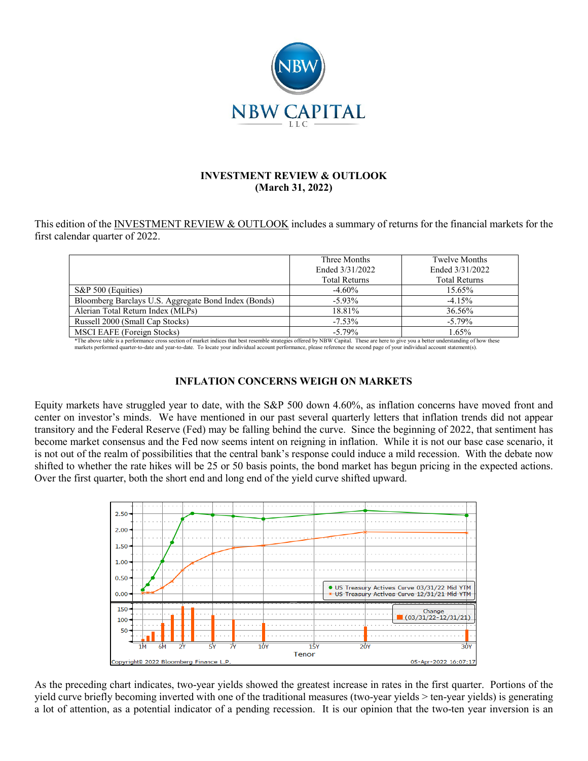NBW CAPITAL LLC

## INVESTMENT REVIEW & OUTLOOK
## (March 31, 2022)

This edition of the INVESTMENT REVIEW & OUTLOOK includes a summary of returns for the financial markets for the first calendar quarter of 2022.

| | Three Months Ended 3/31/2022 Total Returns | Twelve Months Ended 3/31/2022 Total Returns |
|---|---|---|
| S&P 500 (Equities) | -4.60% | 15.65% |
| Bloomberg Barclays U.S. Aggregate Bond Index (Bonds) | -5.93% | -4.15% |
| Alerian Total Return Index (MLPs) | 18.81% | 36.56% |
| Russell 2000 (Small Cap Stocks) | -7.53% | -5.79% |
| MSCI EAFE (Foreign Stocks) | -5.79% | 1.65% |

*The above table is a performance cross section of market indices that best resemble strategies offered by NBW Capital. These are here to give you a better understanding of how these markets performed quarter-to-date and year-to-date. To locate your individual account performance, please reference the second page of your individual account statement(s).

## INFLATION CONCERNS WEIGH ON MARKETS

Equity markets have struggled year to date, with the S&P 500 down 4.60%, as inflation concerns have moved front and center on investor's minds. We have mentioned in our past several quarterly letters that inflation trends did not appear transitory and the Federal Reserve (Fed) may be falling behind the curve. Since the beginning of 2022, that sentiment has become market consensus and the Fed now seems intent on reigning in inflation. While it is not our base case scenario, it is not out of the realm of possibilities that the central bank's response could induce a mild recession. With the debate now shifted to whether the rate hikes will be 25 or 50 basis points, the bond market has begun pricing in the expected actions. Over the first quarter, both the short end and long end of the yield curve shifted upward.

As the preceding chart indicates, two-year yields showed the greatest increase in rates in the first quarter. Portions of the yield curve briefly becoming inverted with one of the traditional measures (two-year yields > ten-year yields) is generating a lot of attention, as a potential indicator of a pending recession. It is our opinion that the two-ten year inversion is an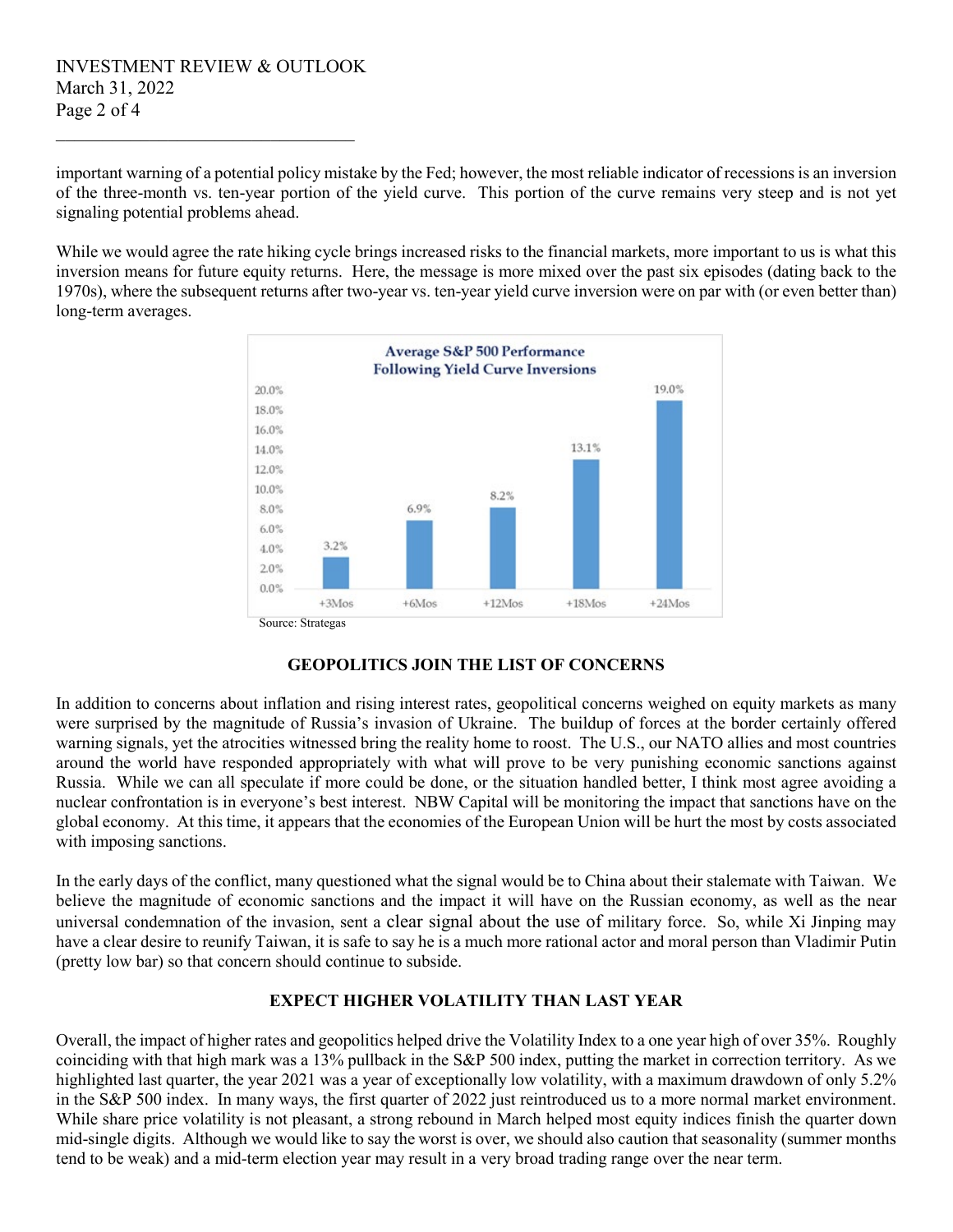important warning of a potential policy mistake by the Fed; however, the most reliable indicator of recessions is an inversion of the three-month vs. ten-year portion of the yield curve. This portion of the curve remains very steep and is not yet signaling potential problems ahead.

While we would agree the rate hiking cycle brings increased risks to the financial markets, more important to us is what this inversion means for future equity returns. Here, the message is more mixed over the past six episodes (dating back to the 1970s), where the subsequent returns after two-year vs. ten-year yield curve inversion were on par with (or even better than) long-term averages.

**Average S&P 500 Performance Following Yield Curve Inversions**

| Period | Average S&P 500 Performance |
|---|---|
| +3Mos | 3.2% |
| +6Mos | 6.9% |
| +12Mos | 8.2% |
| +18Mos | 13.1% |
| +24Mos | 19.0% |

Source: Strategas

## GEOPOLITICS JOIN THE LIST OF CONCERNS

In addition to concerns about inflation and rising interest rates, geopolitical concerns weighed on equity markets as many were surprised by the magnitude of Russia's invasion of Ukraine. The buildup of forces at the border certainly offered warning signals, yet the atrocities witnessed bring the reality home to roost. The U.S., our NATO allies and most countries around the world have responded appropriately with what will prove to be very punishing economic sanctions against Russia. While we can all speculate if more could be done, or the situation handled better, I think most agree avoiding a nuclear confrontation is in everyone's best interest. NBW Capital will be monitoring the impact that sanctions have on the global economy. At this time, it appears that the economies of the European Union will be hurt the most by costs associated with imposing sanctions.

In the early days of the conflict, many questioned what the signal would be to China about their stalemate with Taiwan. We believe the magnitude of economic sanctions and the impact it will have on the Russian economy, as well as the near universal condemnation of the invasion, sent a clear signal about the use of military force. So, while Xi Jinping may have a clear desire to reunify Taiwan, it is safe to say he is a much more rational actor and moral person than Vladimir Putin (pretty low bar) so that concern should continue to subside.

## EXPECT HIGHER VOLATILITY THAN LAST YEAR

Overall, the impact of higher rates and geopolitics helped drive the Volatility Index to a one year high of over 35%. Roughly coinciding with that high mark was a 13% pullback in the S&P 500 index, putting the market in correction territory. As we highlighted last quarter, the year 2021 was a year of exceptionally low volatility, with a maximum drawdown of only 5.2% in the S&P 500 index. In many ways, the first quarter of 2022 just reintroduced us to a more normal market environment. While share price volatility is not pleasant, a strong rebound in March helped most equity indices finish the quarter down mid-single digits. Although we would like to say the worst is over, we should also caution that seasonality (summer months tend to be weak) and a mid-term election year may result in a very broad trading range over the near term.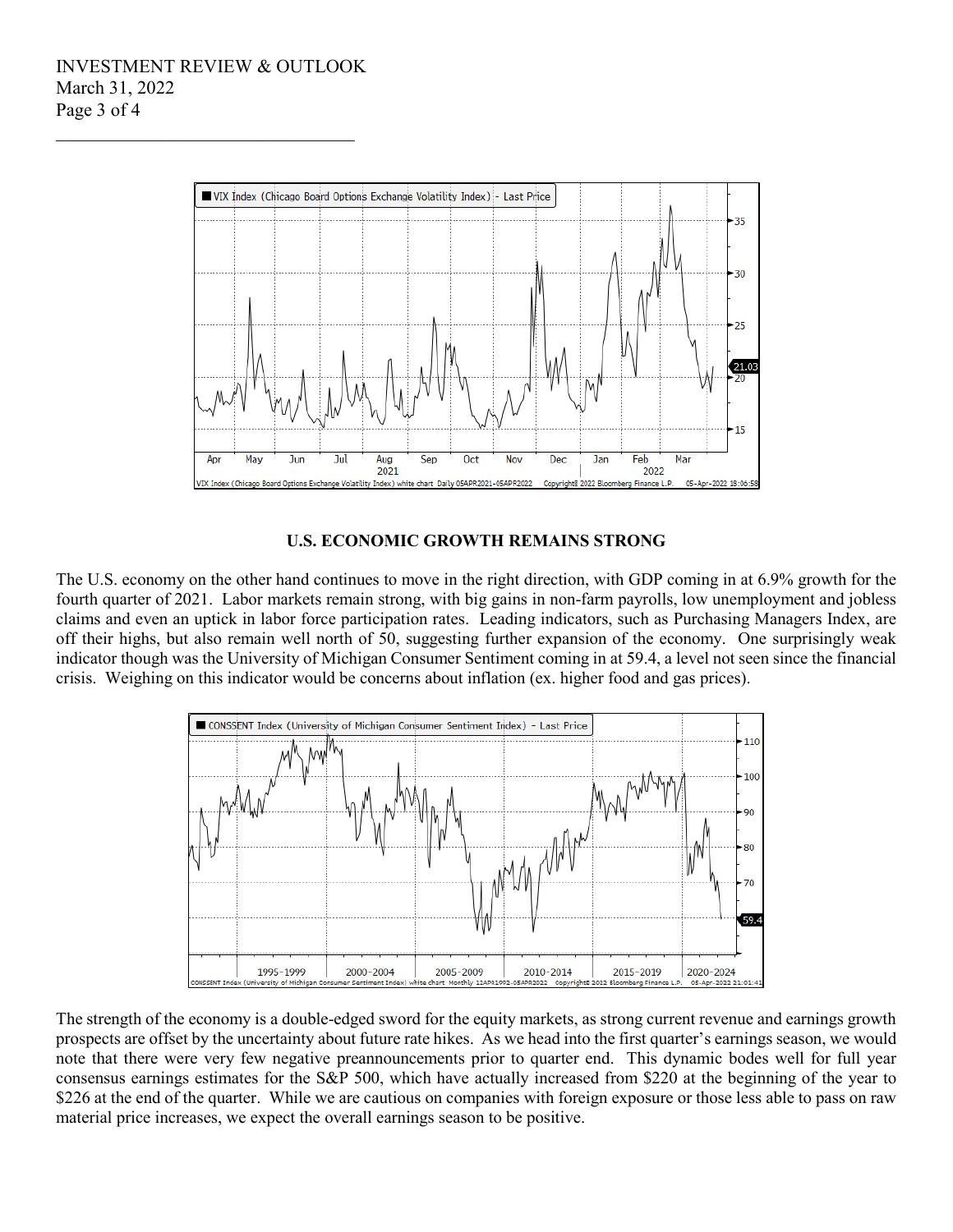## U.S. ECONOMIC GROWTH REMAINS STRONG

The U.S. economy on the other hand continues to move in the right direction, with GDP coming in at 6.9% growth for the fourth quarter of 2021. Labor markets remain strong, with big gains in non-farm payrolls, low unemployment and jobless claims and even an uptick in labor force participation rates. Leading indicators, such as Purchasing Managers Index, are off their highs, but also remain well north of 50, suggesting further expansion of the economy. One surprisingly weak indicator though was the University of Michigan Consumer Sentiment coming in at 59.4, a level not seen since the financial crisis. Weighing on this indicator would be concerns about inflation (ex. higher food and gas prices).

The strength of the economy is a double-edged sword for the equity markets, as strong current revenue and earnings growth prospects are offset by the uncertainty about future rate hikes. As we head into the first quarter's earnings season, we would note that there were very few negative preannouncements prior to quarter end. This dynamic bodes well for full year consensus earnings estimates for the S&P 500, which have actually increased from $220 at the beginning of the year to $226 at the end of the quarter. While we are cautious on companies with foreign exposure or those less able to pass on raw material price increases, we expect the overall earnings season to be positive.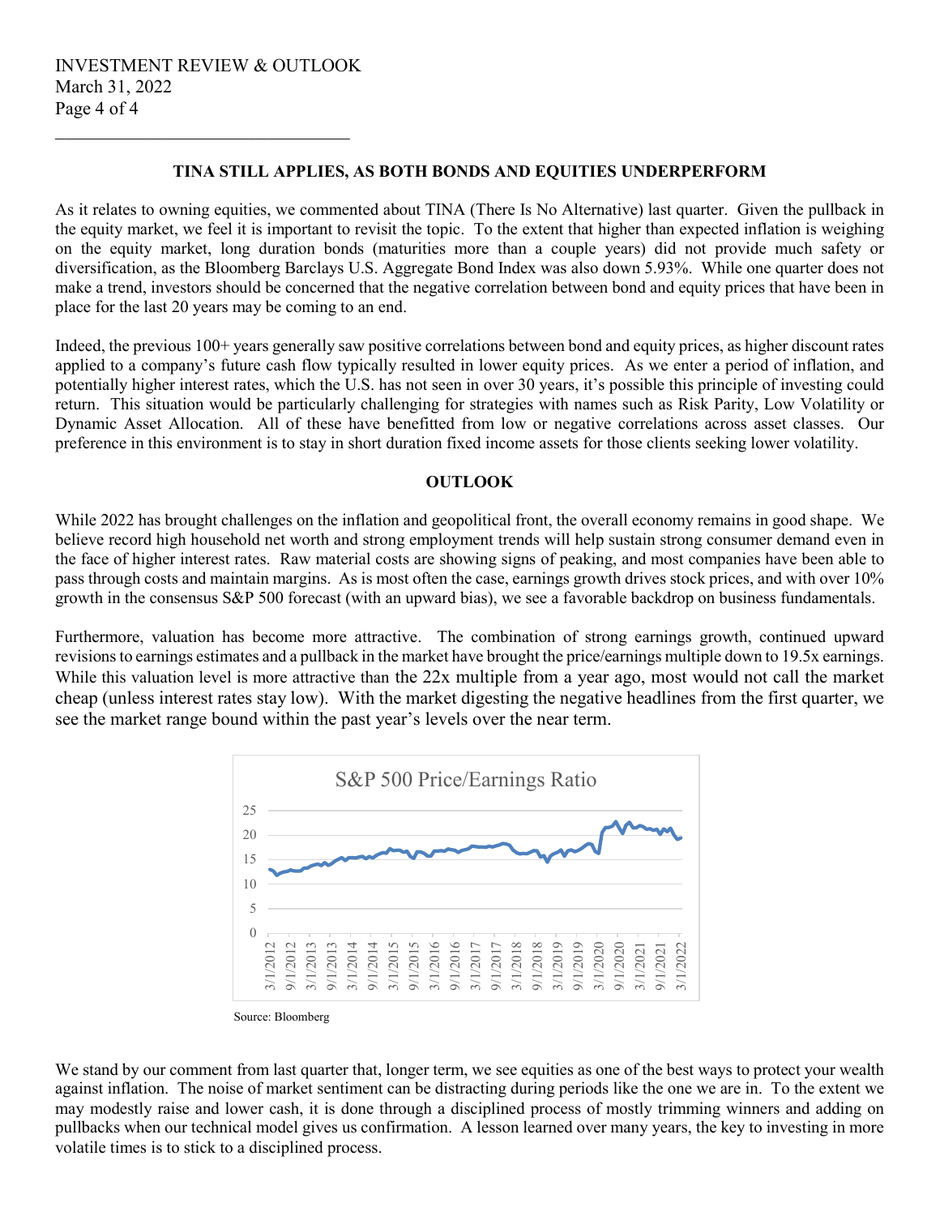## TINA STILL APPLIES, AS BOTH BONDS AND EQUITIES UNDERPERFORM

As it relates to owning equities, we commented about TINA (There Is No Alternative) last quarter. Given the pullback in the equity market, we feel it is important to revisit the topic. To the extent that higher than expected inflation is weighing on the equity market, long duration bonds (maturities more than a couple years) did not provide much safety or diversification, as the Bloomberg Barclays U.S. Aggregate Bond Index was also down 5.93%. While one quarter does not make a trend, investors should be concerned that the negative correlation between bond and equity prices that have been in place for the last 20 years may be coming to an end.

Indeed, the previous 100+ years generally saw positive correlations between bond and equity prices, as higher discount rates applied to a company's future cash flow typically resulted in lower equity prices. As we enter a period of inflation, and potentially higher interest rates, which the U.S. has not seen in over 30 years, it's possible this principle of investing could return. This situation would be particularly challenging for strategies with names such as Risk Parity, Low Volatility or Dynamic Asset Allocation. All of these have benefitted from low or negative correlations across asset classes. Our preference in this environment is to stay in short duration fixed income assets for those clients seeking lower volatility.

## OUTLOOK

While 2022 has brought challenges on the inflation and geopolitical front, the overall economy remains in good shape. We believe record high household net worth and strong employment trends will help sustain strong consumer demand even in the face of higher interest rates. Raw material costs are showing signs of peaking, and most companies have been able to pass through costs and maintain margins. As is most often the case, earnings growth drives stock prices, and with over 10% growth in the consensus S&P 500 forecast (with an upward bias), we see a favorable backdrop on business fundamentals.

Furthermore, valuation has become more attractive. The combination of strong earnings growth, continued upward revisions to earnings estimates and a pullback in the market have brought the price/earnings multiple down to 19.5x earnings. While this valuation level is more attractive than the 22x multiple from a year ago, most would not call the market cheap (unless interest rates stay low). With the market digesting the negative headlines from the first quarter, we see the market range bound within the past year's levels over the near term.

S&P 500 Price/Earnings Ratio

25
20
15
10
5
0

3/1/2012 9/1/2012 3/1/2013 9/1/2013 3/1/2014 9/1/2014 3/1/2015 9/1/2015 3/1/2016 9/1/2016 3/1/2017 9/1/2017 3/1/2018 9/1/2018 3/1/2019 9/1/2019 3/1/2020 9/1/2020 3/1/2021 9/1/2021 3/1/2022

Source: Bloomberg

We stand by our comment from last quarter that, longer term, we see equities as one of the best ways to protect your wealth against inflation. The noise of market sentiment can be distracting during periods like the one we are in. To the extent we may modestly raise and lower cash, it is done through a disciplined process of mostly trimming winners and adding on pullbacks when our technical model gives us confirmation. A lesson learned over many years, the key to investing in more volatile times is to stick to a disciplined process.